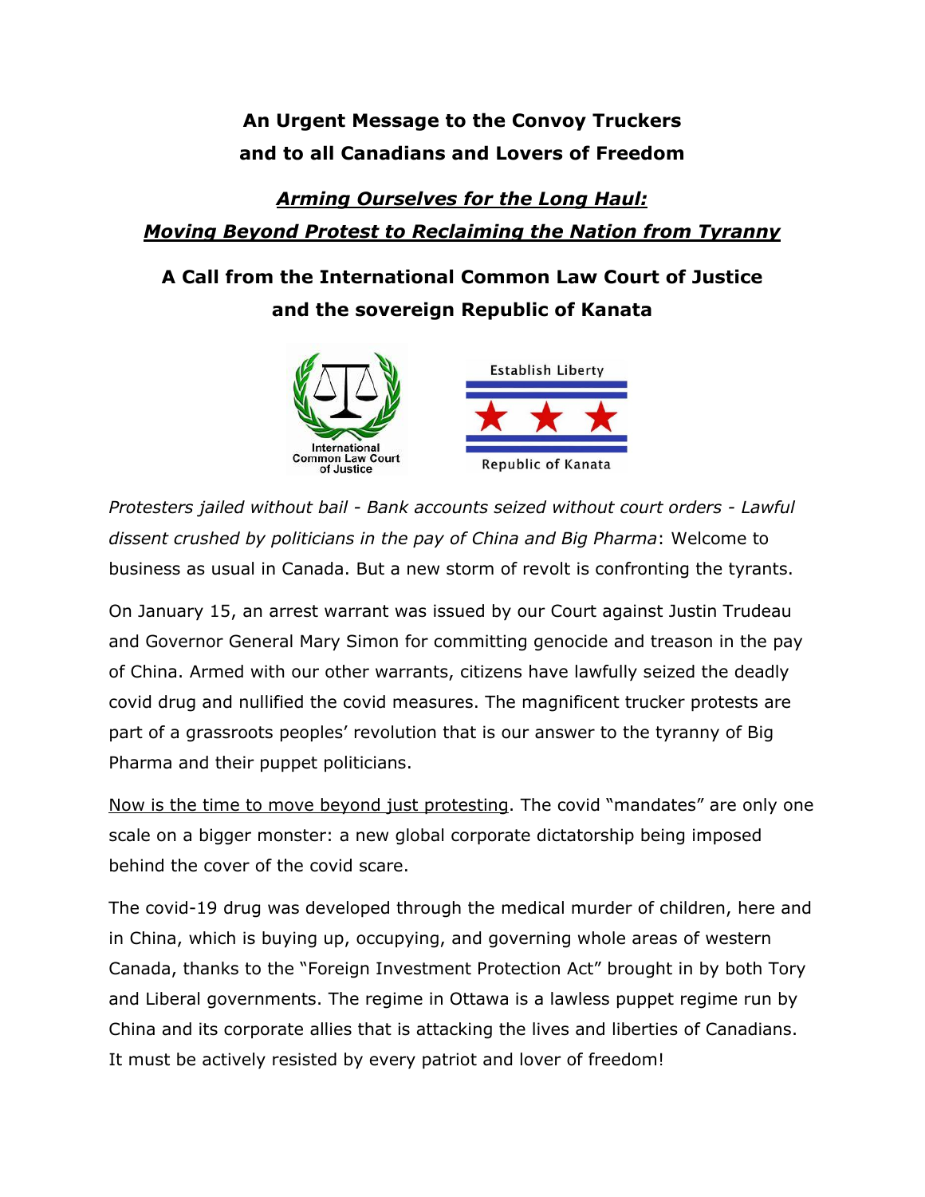**An Urgent Message to the Convoy Truckers**
**and to all Canadians and Lovers of Freedom**

***Arming Ourselves for the Long Haul:***
***Moving Beyond Protest to Reclaiming the Nation from Tyranny***

**A Call from the International Common Law Court of Justice**
**and the sovereign Republic of Kanata**

International Common Law Court of Justice

Establish Liberty

Republic of Kanata

*Protesters jailed without bail - Bank accounts seized without court orders - Lawful dissent crushed by politicians in the pay of China and Big Pharma*: Welcome to business as usual in Canada. But a new storm of revolt is confronting the tyrants.

On January 15, an arrest warrant was issued by our Court against Justin Trudeau and Governor General Mary Simon for committing genocide and treason in the pay of China. Armed with our other warrants, citizens have lawfully seized the deadly covid drug and nullified the covid measures. The magnificent trucker protests are part of a grassroots peoples' revolution that is our answer to the tyranny of Big Pharma and their puppet politicians.

Now is the time to move beyond just protesting. The covid "mandates" are only one scale on a bigger monster: a new global corporate dictatorship being imposed behind the cover of the covid scare.

The covid-19 drug was developed through the medical murder of children, here and in China, which is buying up, occupying, and governing whole areas of western Canada, thanks to the "Foreign Investment Protection Act" brought in by both Tory and Liberal governments. The regime in Ottawa is a lawless puppet regime run by China and its corporate allies that is attacking the lives and liberties of Canadians. It must be actively resisted by every patriot and lover of freedom!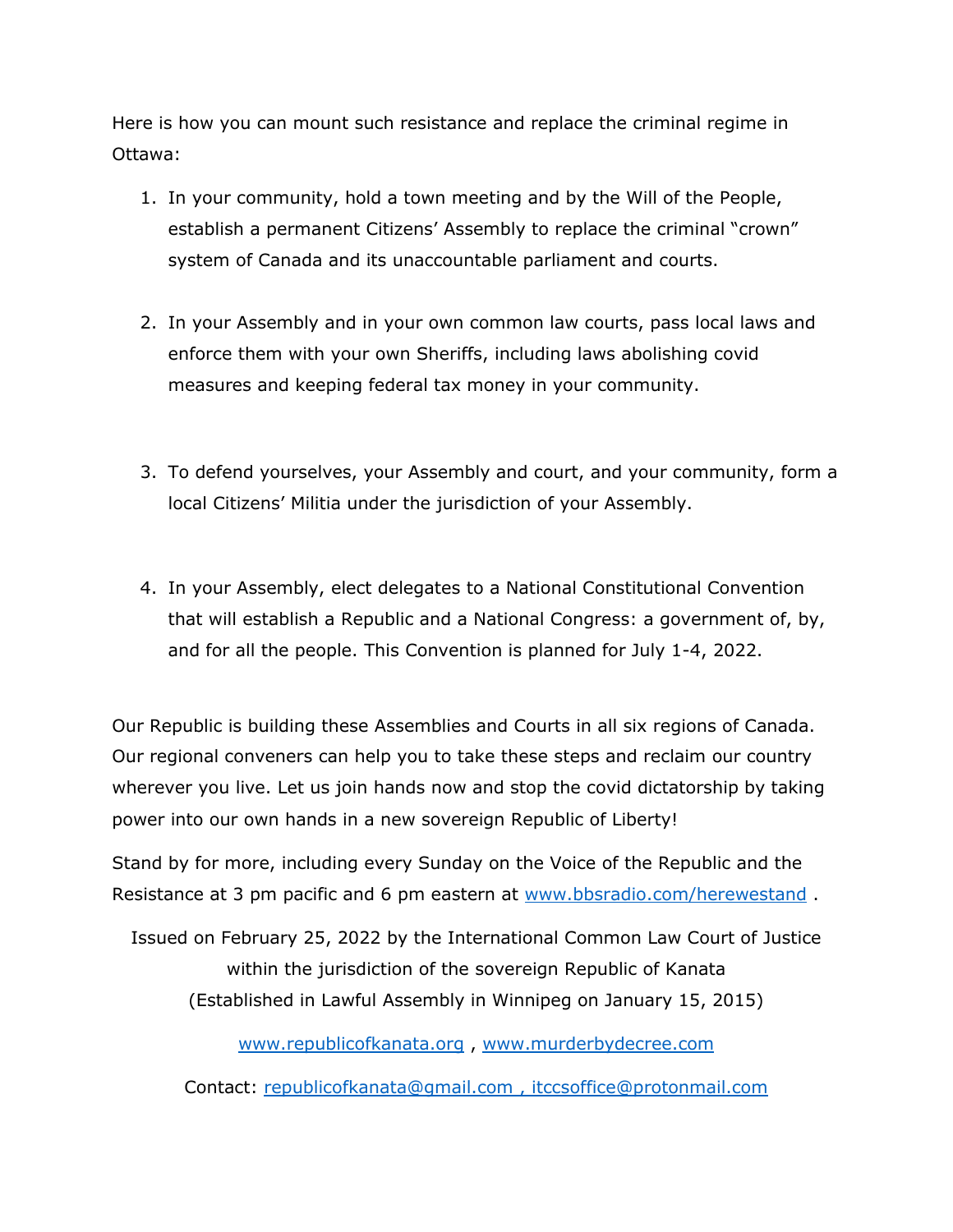Here is how you can mount such resistance and replace the criminal regime in Ottawa:

1. In your community, hold a town meeting and by the Will of the People, establish a permanent Citizens' Assembly to replace the criminal "crown" system of Canada and its unaccountable parliament and courts.

2. In your Assembly and in your own common law courts, pass local laws and enforce them with your own Sheriffs, including laws abolishing covid measures and keeping federal tax money in your community.

3. To defend yourselves, your Assembly and court, and your community, form a local Citizens' Militia under the jurisdiction of your Assembly.

4. In your Assembly, elect delegates to a National Constitutional Convention that will establish a Republic and a National Congress: a government of, by, and for all the people. This Convention is planned for July 1-4, 2022.

Our Republic is building these Assemblies and Courts in all six regions of Canada. Our regional conveners can help you to take these steps and reclaim our country wherever you live. Let us join hands now and stop the covid dictatorship by taking power into our own hands in a new sovereign Republic of Liberty!

Stand by for more, including every Sunday on the Voice of the Republic and the Resistance at 3 pm pacific and 6 pm eastern at www.bbsradio.com/herewestand .

Issued on February 25, 2022 by the International Common Law Court of Justice within the jurisdiction of the sovereign Republic of Kanata
(Established in Lawful Assembly in Winnipeg on January 15, 2015)

www.republicofkanata.org , www.murderbydecree.com

Contact: republicofkanata@gmail.com , itccsoffice@protonmail.com